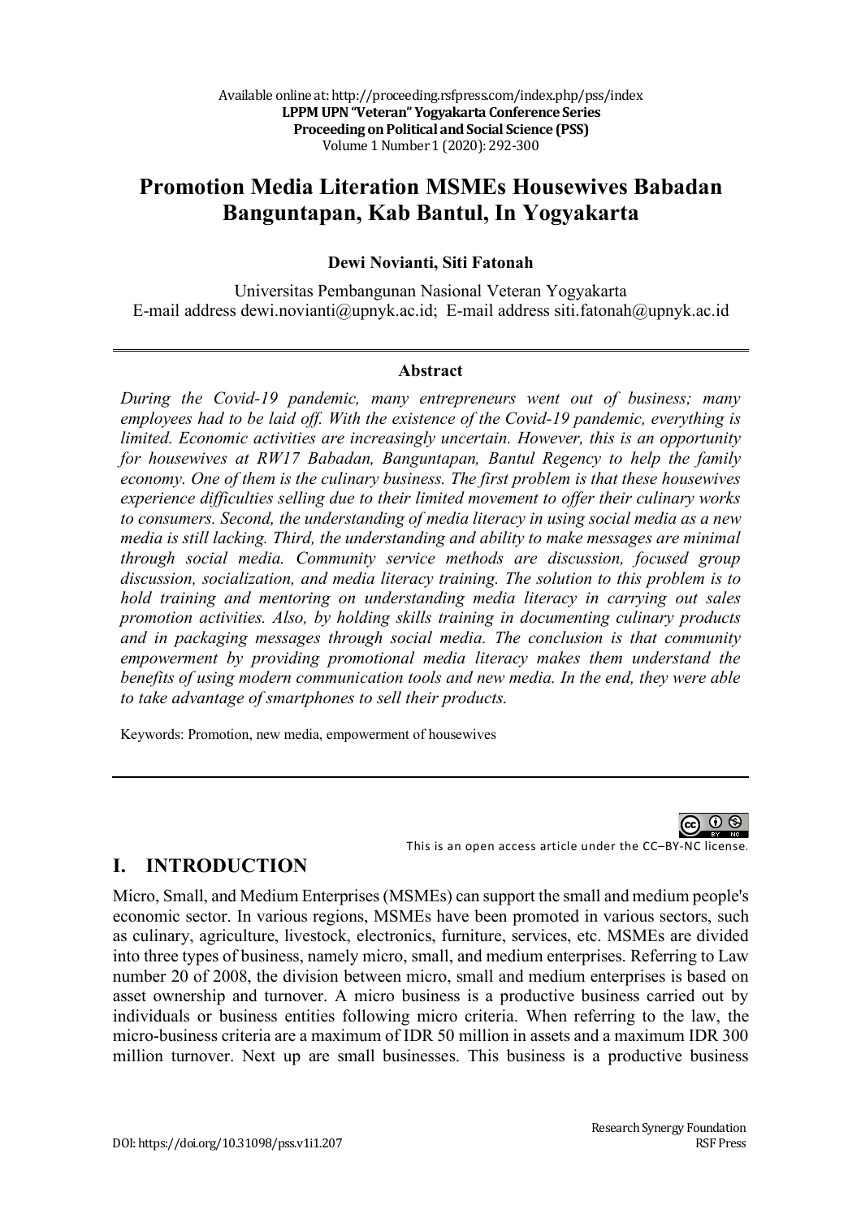# Promotion Media Literation MSMEs Housewives Babadan Banguntapan, Kab Bantul, In Yogyakarta

**Dewi Novianti, Siti Fatonah**

Universitas Pembangunan Nasional Veteran Yogyakarta
E-mail address dewi.novianti@upnyk.ac.id; E-mail address siti.fatonah@upnyk.ac.id

---

**Abstract**

*During the Covid-19 pandemic, many entrepreneurs went out of business; many employees had to be laid off. With the existence of the Covid-19 pandemic, everything is limited. Economic activities are increasingly uncertain. However, this is an opportunity for housewives at RW17 Babadan, Banguntapan, Bantul Regency to help the family economy. One of them is the culinary business. The first problem is that these housewives experience difficulties selling due to their limited movement to offer their culinary works to consumers. Second, the understanding of media literacy in using social media as a new media is still lacking. Third, the understanding and ability to make messages are minimal through social media. Community service methods are discussion, focused group discussion, socialization, and media literacy training. The solution to this problem is to hold training and mentoring on understanding media literacy in carrying out sales promotion activities. Also, by holding skills training in documenting culinary products and in packaging messages through social media. The conclusion is that community empowerment by providing promotional media literacy makes them understand the benefits of using modern communication tools and new media. In the end, they were able to take advantage of smartphones to sell their products.*

Keywords: Promotion, new media, empowerment of housewives

---

This is an open access article under the CC–BY-NC license.

## I. INTRODUCTION

Micro, Small, and Medium Enterprises (MSMEs) can support the small and medium people's economic sector. In various regions, MSMEs have been promoted in various sectors, such as culinary, agriculture, livestock, electronics, furniture, services, etc. MSMEs are divided into three types of business, namely micro, small, and medium enterprises. Referring to Law number 20 of 2008, the division between micro, small and medium enterprises is based on asset ownership and turnover. A micro business is a productive business carried out by individuals or business entities following micro criteria. When referring to the law, the micro-business criteria are a maximum of IDR 50 million in assets and a maximum IDR 300 million turnover. Next up are small businesses. This business is a productive business

DOI: https://doi.org/10.31098/pss.v1i1.207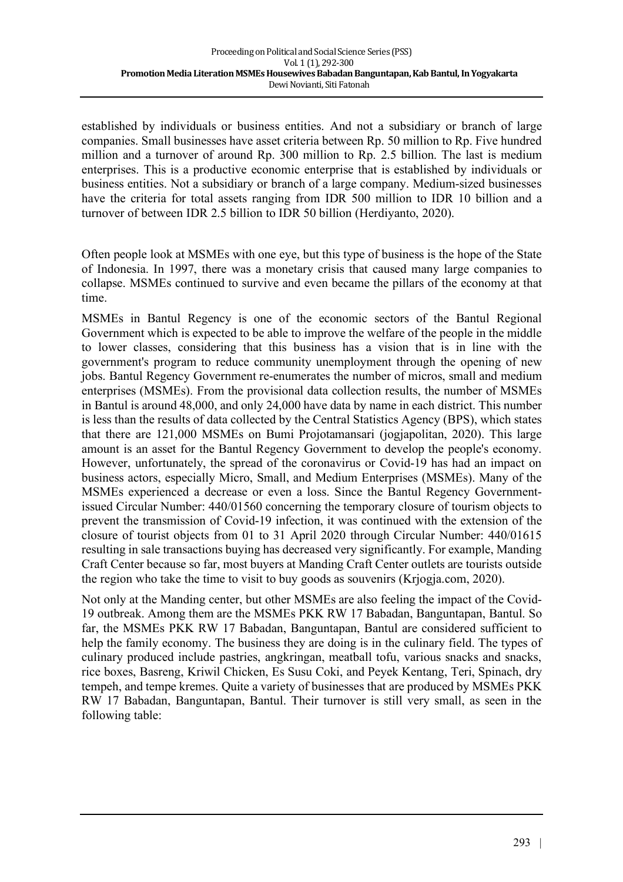established by individuals or business entities. And not a subsidiary or branch of large companies. Small businesses have asset criteria between Rp. 50 million to Rp. Five hundred million and a turnover of around Rp. 300 million to Rp. 2.5 billion. The last is medium enterprises. This is a productive economic enterprise that is established by individuals or business entities. Not a subsidiary or branch of a large company. Medium-sized businesses have the criteria for total assets ranging from IDR 500 million to IDR 10 billion and a turnover of between IDR 2.5 billion to IDR 50 billion (Herdiyanto, 2020).

Often people look at MSMEs with one eye, but this type of business is the hope of the State of Indonesia. In 1997, there was a monetary crisis that caused many large companies to collapse. MSMEs continued to survive and even became the pillars of the economy at that time.

MSMEs in Bantul Regency is one of the economic sectors of the Bantul Regional Government which is expected to be able to improve the welfare of the people in the middle to lower classes, considering that this business has a vision that is in line with the government's program to reduce community unemployment through the opening of new jobs. Bantul Regency Government re-enumerates the number of micros, small and medium enterprises (MSMEs). From the provisional data collection results, the number of MSMEs in Bantul is around 48,000, and only 24,000 have data by name in each district. This number is less than the results of data collected by the Central Statistics Agency (BPS), which states that there are 121,000 MSMEs on Bumi Projotamansari (jogjapolitan, 2020). This large amount is an asset for the Bantul Regency Government to develop the people's economy. However, unfortunately, the spread of the coronavirus or Covid-19 has had an impact on business actors, especially Micro, Small, and Medium Enterprises (MSMEs). Many of the MSMEs experienced a decrease or even a loss. Since the Bantul Regency Government-issued Circular Number: 440/01560 concerning the temporary closure of tourism objects to prevent the transmission of Covid-19 infection, it was continued with the extension of the closure of tourist objects from 01 to 31 April 2020 through Circular Number: 440/01615 resulting in sale transactions buying has decreased very significantly. For example, Manding Craft Center because so far, most buyers at Manding Craft Center outlets are tourists outside the region who take the time to visit to buy goods as souvenirs (Krjogja.com, 2020).

Not only at the Manding center, but other MSMEs are also feeling the impact of the Covid-19 outbreak. Among them are the MSMEs PKK RW 17 Babadan, Banguntapan, Bantul. So far, the MSMEs PKK RW 17 Babadan, Banguntapan, Bantul are considered sufficient to help the family economy. The business they are doing is in the culinary field. The types of culinary produced include pastries, angkringan, meatball tofu, various snacks and snacks, rice boxes, Basreng, Kriwil Chicken, Es Susu Coki, and Peyek Kentang, Teri, Spinach, dry tempeh, and tempe kremes. Quite a variety of businesses that are produced by MSMEs PKK RW 17 Babadan, Banguntapan, Bantul. Their turnover is still very small, as seen in the following table: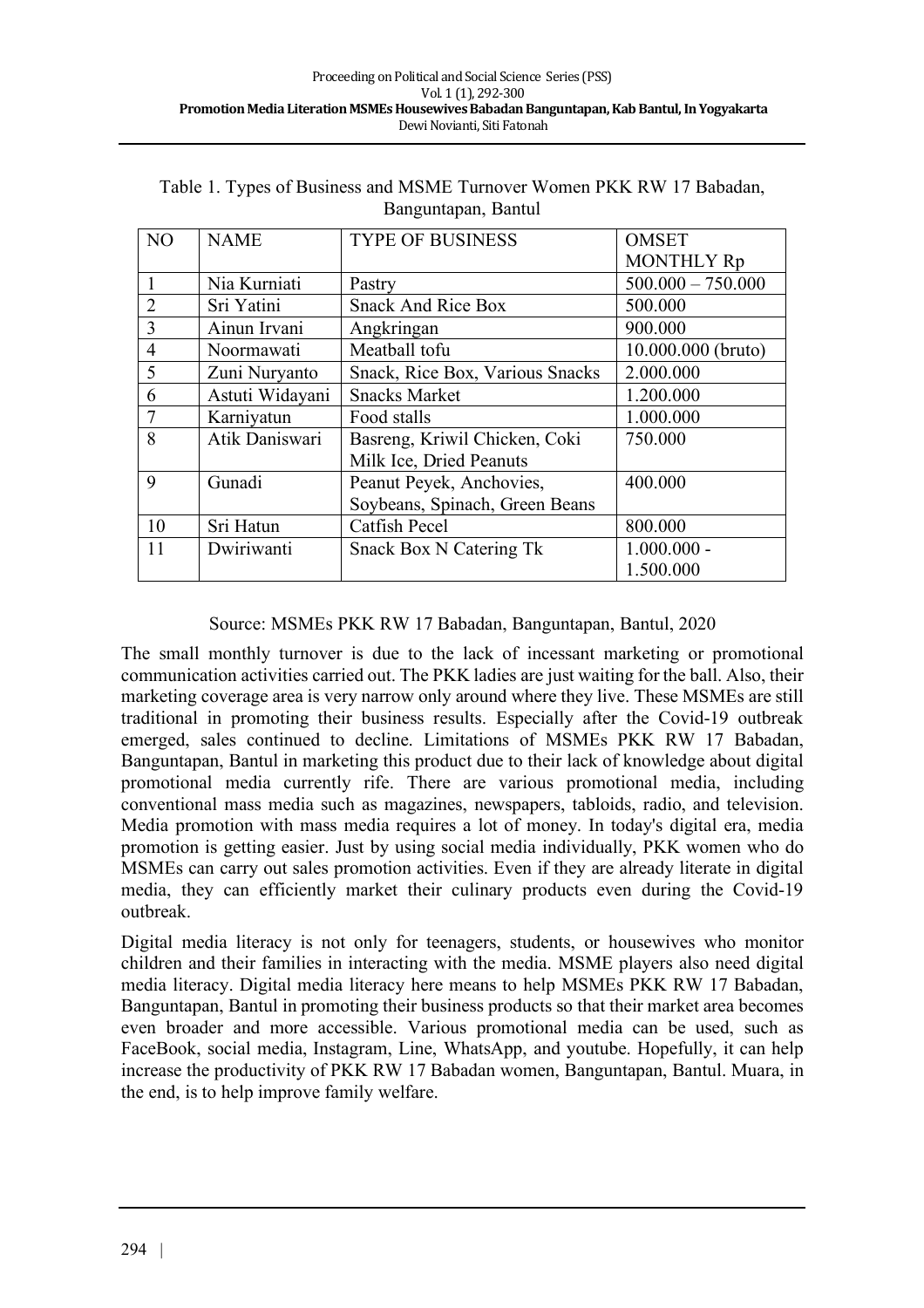Table 1. Types of Business and MSME Turnover Women PKK RW 17 Babadan, Banguntapan, Bantul

| NO | NAME | TYPE OF BUSINESS | OMSET MONTHLY Rp |
|---|---|---|---|
| 1 | Nia Kurniati | Pastry | 500.000 – 750.000 |
| 2 | Sri Yatini | Snack And Rice Box | 500.000 |
| 3 | Ainun Irvani | Angkringan | 900.000 |
| 4 | Noormawati | Meatball tofu | 10.000.000 (bruto) |
| 5 | Zuni Nuryanto | Snack, Rice Box, Various Snacks | 2.000.000 |
| 6 | Astuti Widayani | Snacks Market | 1.200.000 |
| 7 | Karniyatun | Food stalls | 1.000.000 |
| 8 | Atik Daniswari | Basreng, Kriwil Chicken, Coki Milk Ice, Dried Peanuts | 750.000 |
| 9 | Gunadi | Peanut Peyek, Anchovies, Soybeans, Spinach, Green Beans | 400.000 |
| 10 | Sri Hatun | Catfish Pecel | 800.000 |
| 11 | Dwiriwanti | Snack Box N Catering Tk | 1.000.000 - 1.500.000 |

Source: MSMEs PKK RW 17 Babadan, Banguntapan, Bantul, 2020

The small monthly turnover is due to the lack of incessant marketing or promotional communication activities carried out. The PKK ladies are just waiting for the ball. Also, their marketing coverage area is very narrow only around where they live. These MSMEs are still traditional in promoting their business results. Especially after the Covid-19 outbreak emerged, sales continued to decline. Limitations of MSMEs PKK RW 17 Babadan, Banguntapan, Bantul in marketing this product due to their lack of knowledge about digital promotional media currently rife. There are various promotional media, including conventional mass media such as magazines, newspapers, tabloids, radio, and television. Media promotion with mass media requires a lot of money. In today's digital era, media promotion is getting easier. Just by using social media individually, PKK women who do MSMEs can carry out sales promotion activities. Even if they are already literate in digital media, they can efficiently market their culinary products even during the Covid-19 outbreak.

Digital media literacy is not only for teenagers, students, or housewives who monitor children and their families in interacting with the media. MSME players also need digital media literacy. Digital media literacy here means to help MSMEs PKK RW 17 Babadan, Banguntapan, Bantul in promoting their business products so that their market area becomes even broader and more accessible. Various promotional media can be used, such as FaceBook, social media, Instagram, Line, WhatsApp, and youtube. Hopefully, it can help increase the productivity of PKK RW 17 Babadan women, Banguntapan, Bantul. Muara, in the end, is to help improve family welfare.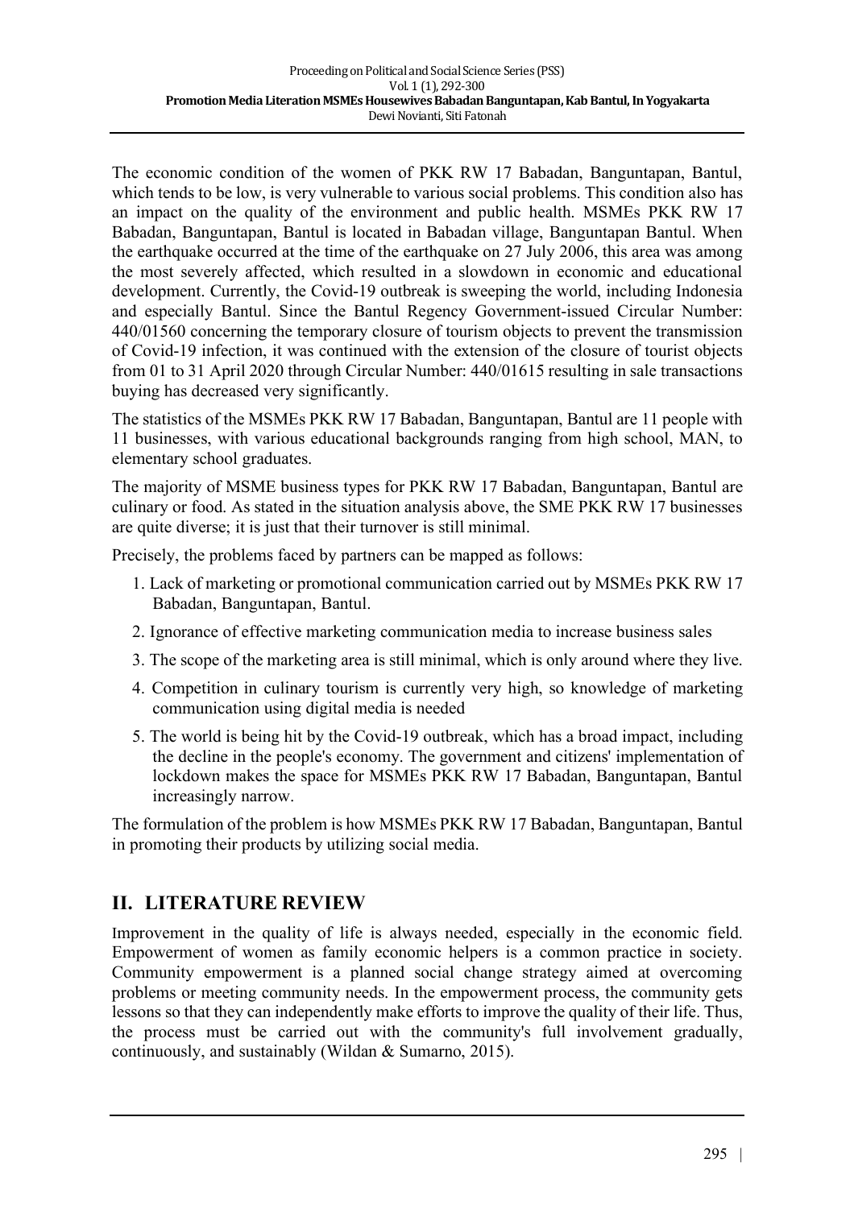The economic condition of the women of PKK RW 17 Babadan, Banguntapan, Bantul, which tends to be low, is very vulnerable to various social problems. This condition also has an impact on the quality of the environment and public health. MSMEs PKK RW 17 Babadan, Banguntapan, Bantul is located in Babadan village, Banguntapan Bantul. When the earthquake occurred at the time of the earthquake on 27 July 2006, this area was among the most severely affected, which resulted in a slowdown in economic and educational development. Currently, the Covid-19 outbreak is sweeping the world, including Indonesia and especially Bantul. Since the Bantul Regency Government-issued Circular Number: 440/01560 concerning the temporary closure of tourism objects to prevent the transmission of Covid-19 infection, it was continued with the extension of the closure of tourist objects from 01 to 31 April 2020 through Circular Number: 440/01615 resulting in sale transactions buying has decreased very significantly.

The statistics of the MSMEs PKK RW 17 Babadan, Banguntapan, Bantul are 11 people with 11 businesses, with various educational backgrounds ranging from high school, MAN, to elementary school graduates.

The majority of MSME business types for PKK RW 17 Babadan, Banguntapan, Bantul are culinary or food. As stated in the situation analysis above, the SME PKK RW 17 businesses are quite diverse; it is just that their turnover is still minimal.

Precisely, the problems faced by partners can be mapped as follows:

1. Lack of marketing or promotional communication carried out by MSMEs PKK RW 17 Babadan, Banguntapan, Bantul.
2. Ignorance of effective marketing communication media to increase business sales
3. The scope of the marketing area is still minimal, which is only around where they live.
4. Competition in culinary tourism is currently very high, so knowledge of marketing communication using digital media is needed
5. The world is being hit by the Covid-19 outbreak, which has a broad impact, including the decline in the people's economy. The government and citizens' implementation of lockdown makes the space for MSMEs PKK RW 17 Babadan, Banguntapan, Bantul increasingly narrow.

The formulation of the problem is how MSMEs PKK RW 17 Babadan, Banguntapan, Bantul in promoting their products by utilizing social media.

## II. LITERATURE REVIEW

Improvement in the quality of life is always needed, especially in the economic field. Empowerment of women as family economic helpers is a common practice in society. Community empowerment is a planned social change strategy aimed at overcoming problems or meeting community needs. In the empowerment process, the community gets lessons so that they can independently make efforts to improve the quality of their life. Thus, the process must be carried out with the community's full involvement gradually, continuously, and sustainably (Wildan & Sumarno, 2015).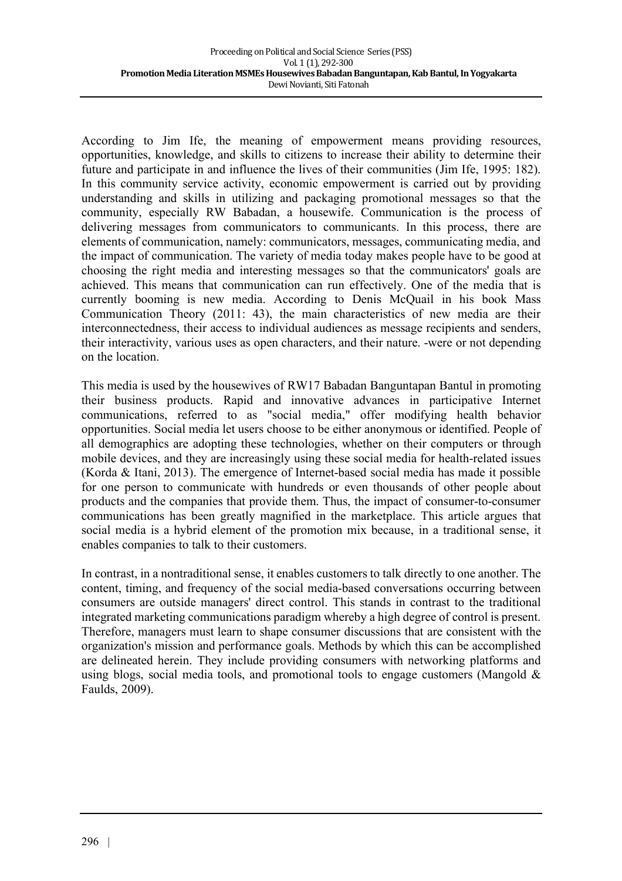According to Jim Ife, the meaning of empowerment means providing resources, opportunities, knowledge, and skills to citizens to increase their ability to determine their future and participate in and influence the lives of their communities (Jim Ife, 1995: 182). In this community service activity, economic empowerment is carried out by providing understanding and skills in utilizing and packaging promotional messages so that the community, especially RW Babadan, a housewife. Communication is the process of delivering messages from communicators to communicants. In this process, there are elements of communication, namely: communicators, messages, communicating media, and the impact of communication. The variety of media today makes people have to be good at choosing the right media and interesting messages so that the communicators' goals are achieved. This means that communication can run effectively. One of the media that is currently booming is new media. According to Denis McQuail in his book Mass Communication Theory (2011: 43), the main characteristics of new media are their interconnectedness, their access to individual audiences as message recipients and senders, their interactivity, various uses as open characters, and their nature. -were or not depending on the location.

This media is used by the housewives of RW17 Babadan Banguntapan Bantul in promoting their business products. Rapid and innovative advances in participative Internet communications, referred to as "social media," offer modifying health behavior opportunities. Social media let users choose to be either anonymous or identified. People of all demographics are adopting these technologies, whether on their computers or through mobile devices, and they are increasingly using these social media for health-related issues (Korda & Itani, 2013). The emergence of Internet-based social media has made it possible for one person to communicate with hundreds or even thousands of other people about products and the companies that provide them. Thus, the impact of consumer-to-consumer communications has been greatly magnified in the marketplace. This article argues that social media is a hybrid element of the promotion mix because, in a traditional sense, it enables companies to talk to their customers.

In contrast, in a nontraditional sense, it enables customers to talk directly to one another. The content, timing, and frequency of the social media-based conversations occurring between consumers are outside managers' direct control. This stands in contrast to the traditional integrated marketing communications paradigm whereby a high degree of control is present. Therefore, managers must learn to shape consumer discussions that are consistent with the organization's mission and performance goals. Methods by which this can be accomplished are delineated herein. They include providing consumers with networking platforms and using blogs, social media tools, and promotional tools to engage customers (Mangold & Faulds, 2009).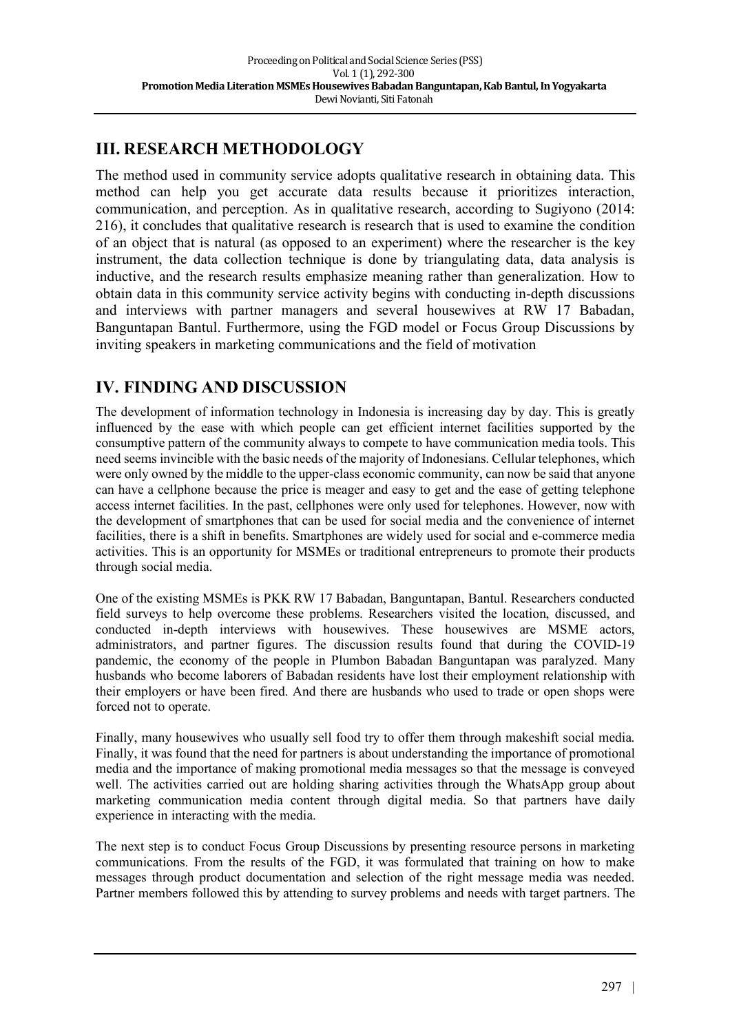## III. RESEARCH METHODOLOGY

The method used in community service adopts qualitative research in obtaining data. This method can help you get accurate data results because it prioritizes interaction, communication, and perception. As in qualitative research, according to Sugiyono (2014: 216), it concludes that qualitative research is research that is used to examine the condition of an object that is natural (as opposed to an experiment) where the researcher is the key instrument, the data collection technique is done by triangulating data, data analysis is inductive, and the research results emphasize meaning rather than generalization. How to obtain data in this community service activity begins with conducting in-depth discussions and interviews with partner managers and several housewives at RW 17 Babadan, Banguntapan Bantul. Furthermore, using the FGD model or Focus Group Discussions by inviting speakers in marketing communications and the field of motivation

## IV. FINDING AND DISCUSSION

The development of information technology in Indonesia is increasing day by day. This is greatly influenced by the ease with which people can get efficient internet facilities supported by the consumptive pattern of the community always to compete to have communication media tools. This need seems invincible with the basic needs of the majority of Indonesians. Cellular telephones, which were only owned by the middle to the upper-class economic community, can now be said that anyone can have a cellphone because the price is meager and easy to get and the ease of getting telephone access internet facilities. In the past, cellphones were only used for telephones. However, now with the development of smartphones that can be used for social media and the convenience of internet facilities, there is a shift in benefits. Smartphones are widely used for social and e-commerce media activities. This is an opportunity for MSMEs or traditional entrepreneurs to promote their products through social media.

One of the existing MSMEs is PKK RW 17 Babadan, Banguntapan, Bantul. Researchers conducted field surveys to help overcome these problems. Researchers visited the location, discussed, and conducted in-depth interviews with housewives. These housewives are MSME actors, administrators, and partner figures. The discussion results found that during the COVID-19 pandemic, the economy of the people in Plumbon Babadan Banguntapan was paralyzed. Many husbands who become laborers of Babadan residents have lost their employment relationship with their employers or have been fired. And there are husbands who used to trade or open shops were forced not to operate.

Finally, many housewives who usually sell food try to offer them through makeshift social media. Finally, it was found that the need for partners is about understanding the importance of promotional media and the importance of making promotional media messages so that the message is conveyed well. The activities carried out are holding sharing activities through the WhatsApp group about marketing communication media content through digital media. So that partners have daily experience in interacting with the media.

The next step is to conduct Focus Group Discussions by presenting resource persons in marketing communications. From the results of the FGD, it was formulated that training on how to make messages through product documentation and selection of the right message media was needed. Partner members followed this by attending to survey problems and needs with target partners. The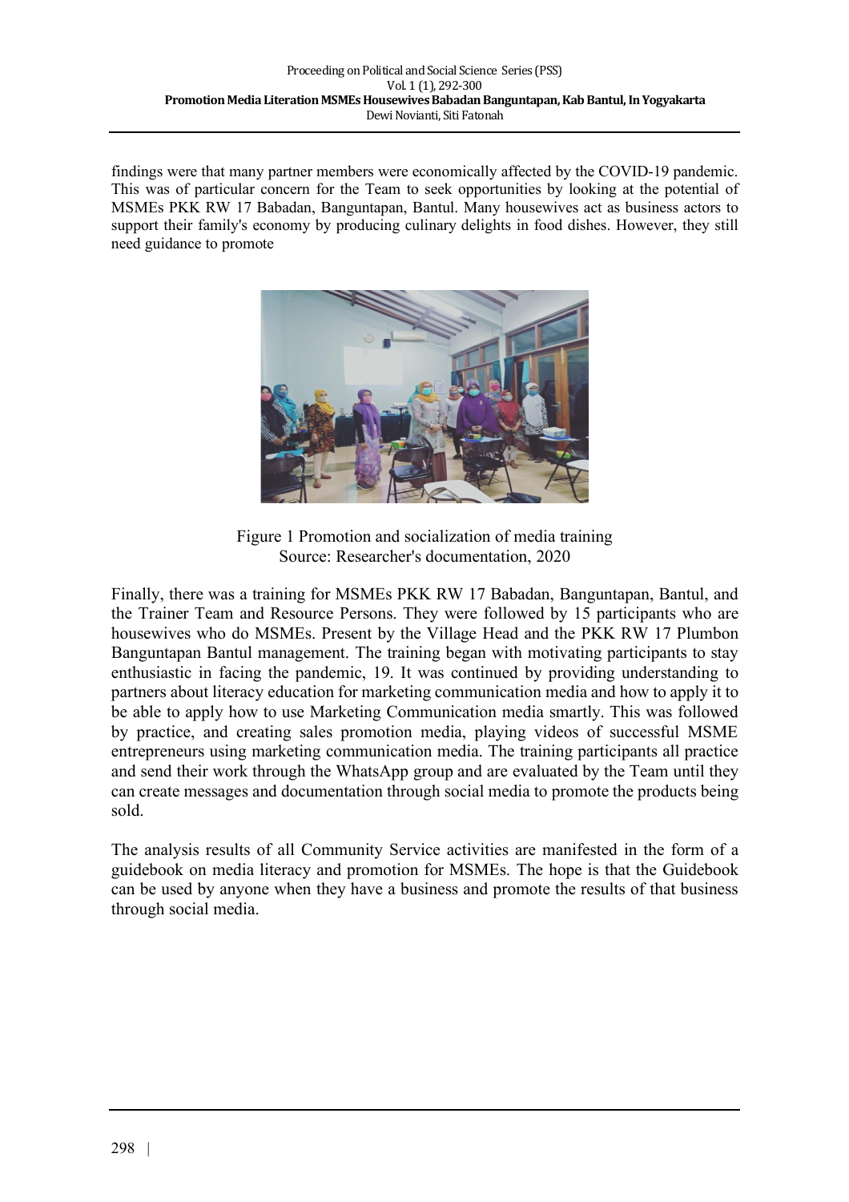findings were that many partner members were economically affected by the COVID-19 pandemic. This was of particular concern for the Team to seek opportunities by looking at the potential of MSMEs PKK RW 17 Babadan, Banguntapan, Bantul. Many housewives act as business actors to support their family's economy by producing culinary delights in food dishes. However, they still need guidance to promote

Figure 1 Promotion and socialization of media training
Source: Researcher's documentation, 2020

Finally, there was a training for MSMEs PKK RW 17 Babadan, Banguntapan, Bantul, and the Trainer Team and Resource Persons. They were followed by 15 participants who are housewives who do MSMEs. Present by the Village Head and the PKK RW 17 Plumbon Banguntapan Bantul management. The training began with motivating participants to stay enthusiastic in facing the pandemic, 19. It was continued by providing understanding to partners about literacy education for marketing communication media and how to apply it to be able to apply how to use Marketing Communication media smartly. This was followed by practice, and creating sales promotion media, playing videos of successful MSME entrepreneurs using marketing communication media. The training participants all practice and send their work through the WhatsApp group and are evaluated by the Team until they can create messages and documentation through social media to promote the products being sold.

The analysis results of all Community Service activities are manifested in the form of a guidebook on media literacy and promotion for MSMEs. The hope is that the Guidebook can be used by anyone when they have a business and promote the results of that business through social media.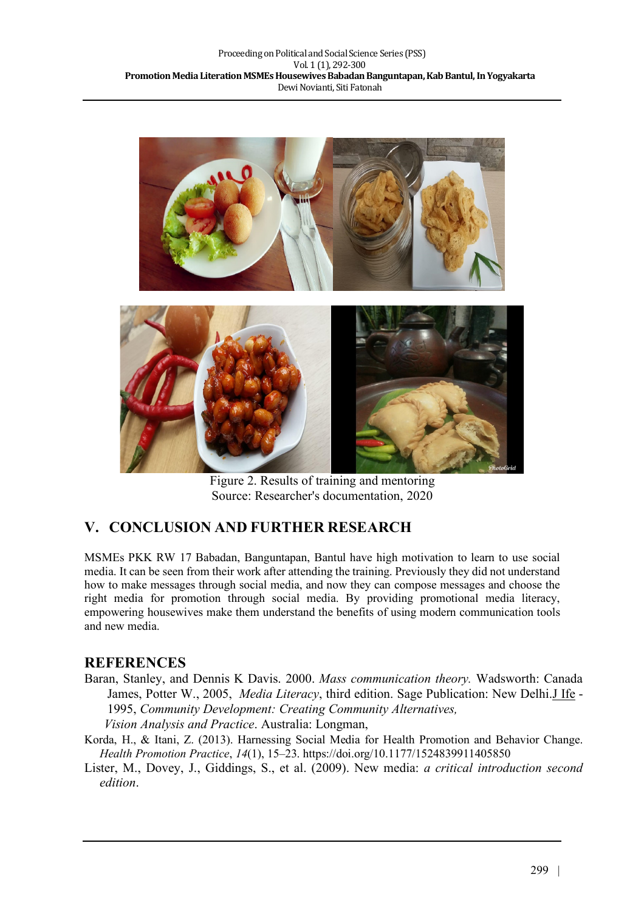Figure 2. Results of training and mentoring
Source: Researcher's documentation, 2020

## V. CONCLUSION AND FURTHER RESEARCH

MSMEs PKK RW 17 Babadan, Banguntapan, Bantul have high motivation to learn to use social media. It can be seen from their work after attending the training. Previously they did not understand how to make messages through social media, and now they can compose messages and choose the right media for promotion through social media. By providing promotional media literacy, empowering housewives make them understand the benefits of using modern communication tools and new media.

## REFERENCES

Baran, Stanley, and Dennis K Davis. 2000. *Mass communication theory.* Wadsworth: Canada James, Potter W., 2005, *Media Literacy*, third edition. Sage Publication: New Delhi.J Ife - 1995, *Community Development: Creating Community Alternatives, Vision Analysis and Practice*. Australia: Longman,

Korda, H., & Itani, Z. (2013). Harnessing Social Media for Health Promotion and Behavior Change. *Health Promotion Practice*, *14*(1), 15–23. https://doi.org/10.1177/1524839911405850

Lister, M., Dovey, J., Giddings, S., et al. (2009). New media: *a critical introduction second edition*.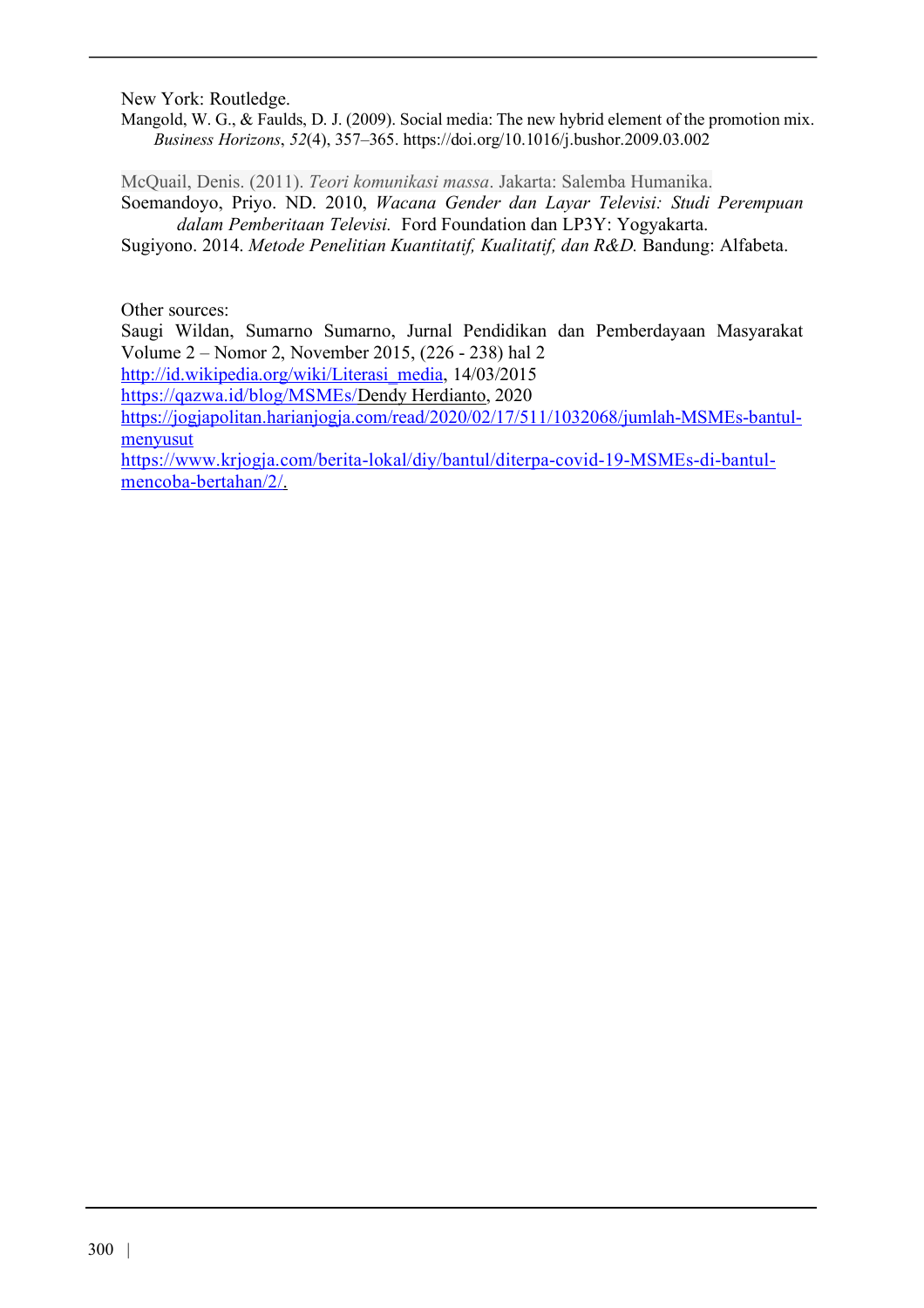New York: Routledge.

Mangold, W. G., & Faulds, D. J. (2009). Social media: The new hybrid element of the promotion mix. *Business Horizons*, *52*(4), 357–365. https://doi.org/10.1016/j.bushor.2009.03.002

McQuail, Denis. (2011). *Teori komunikasi massa*. Jakarta: Salemba Humanika.

Soemandoyo, Priyo. ND. 2010, *Wacana Gender dan Layar Televisi: Studi Perempuan dalam Pemberitaan Televisi.* Ford Foundation dan LP3Y: Yogyakarta.

Sugiyono. 2014. *Metode Penelitian Kuantitatif, Kualitatif, dan R&D.* Bandung: Alfabeta.

Other sources:

Saugi Wildan, Sumarno Sumarno, Jurnal Pendidikan dan Pemberdayaan Masyarakat Volume 2 – Nomor 2, November 2015, (226 - 238) hal 2

http://id.wikipedia.org/wiki/Literasi_media, 14/03/2015

https://qazwa.id/blog/MSMEs/Dendy Herdianto, 2020

https://jogjapolitan.harianjogja.com/read/2020/02/17/511/1032068/jumlah-MSMEs-bantul-menyusut

https://www.krjogja.com/berita-lokal/diy/bantul/diterpa-covid-19-MSMEs-di-bantul-mencoba-bertahan/2/.